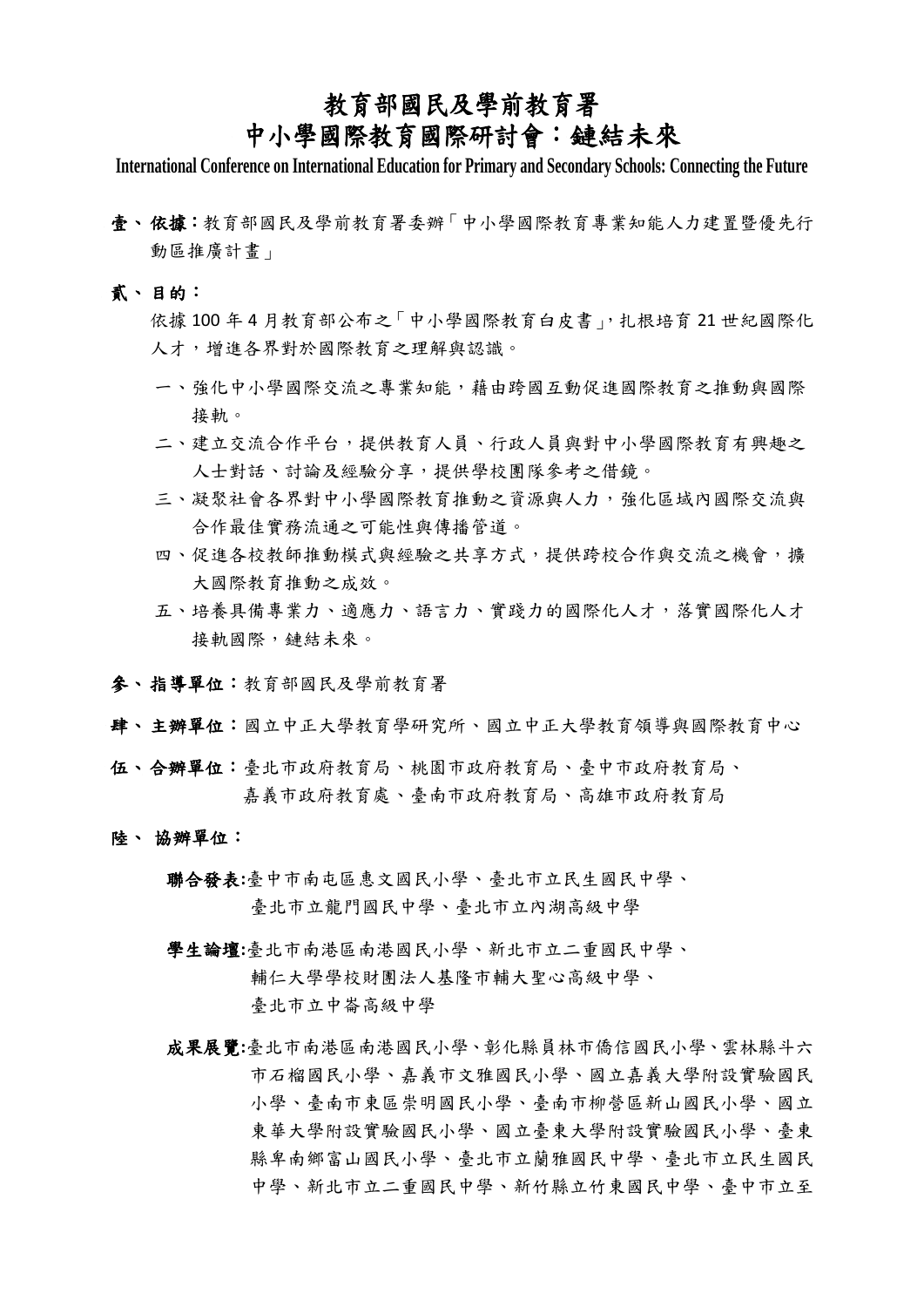# 教育部國民及學前教育署
# 中小學國際教育國際研討會：鏈結未來

**International Conference on International Education for Primary and Secondary Schools: Connecting the Future**

**壹、依據：**教育部國民及學前教育署委辦「中小學國際教育專業知能人力建置暨優先行動區推廣計畫」

**貳、目的：**

依據 100 年 4 月教育部公布之「中小學國際教育白皮書」，扎根培育 21 世紀國際化人才，增進各界對於國際教育之理解與認識。

一、強化中小學國際交流之專業知能，藉由跨國互動促進國際教育之推動與國際接軌。

二、建立交流合作平台，提供教育人員、行政人員與對中小學國際教育有興趣之人士對話、討論及經驗分享，提供學校團隊參考之借鏡。

三、凝聚社會各界對中小學國際教育推動之資源與人力，強化區域內國際交流與合作最佳實務流通之可能性與傳播管道。

四、促進各校教師推動模式與經驗之共享方式，提供跨校合作與交流之機會，擴大國際教育推動之成效。

五、培養具備專業力、適應力、語言力、實踐力的國際化人才，落實國際化人才接軌國際，鏈結未來。

**參、指導單位：**教育部國民及學前教育署

**肆、主辦單位：**國立中正大學教育學研究所、國立中正大學教育領導與國際教育中心

**伍、合辦單位：**臺北市政府教育局、桃園市政府教育局、臺中市政府教育局、嘉義市政府教育處、臺南市政府教育局、高雄市政府教育局

**陸、協辦單位：**

**聯合發表:**臺中市南屯區惠文國民小學、臺北市立民生國民中學、臺北市立龍門國民中學、臺北市立內湖高級中學

**學生論壇:**臺北市南港區南港國民小學、新北市立二重國民中學、輔仁大學學校財團法人基隆市輔大聖心高級中學、臺北市立中崙高級中學

**成果展覽:**臺北市南港區南港國民小學、彰化縣員林市僑信國民小學、雲林縣斗六市石榴國民小學、嘉義市文雅國民小學、國立嘉義大學附設實驗國民小學、臺南市東區崇明國民小學、臺南市柳營區新山國民小學、國立東華大學附設實驗國民小學、國立臺東大學附設實驗國民小學、臺東縣卑南鄉富山國民小學、臺北市立蘭雅國民中學、臺北市立民生國民中學、新北市立二重國民中學、新竹縣立竹東國民中學、臺中市立至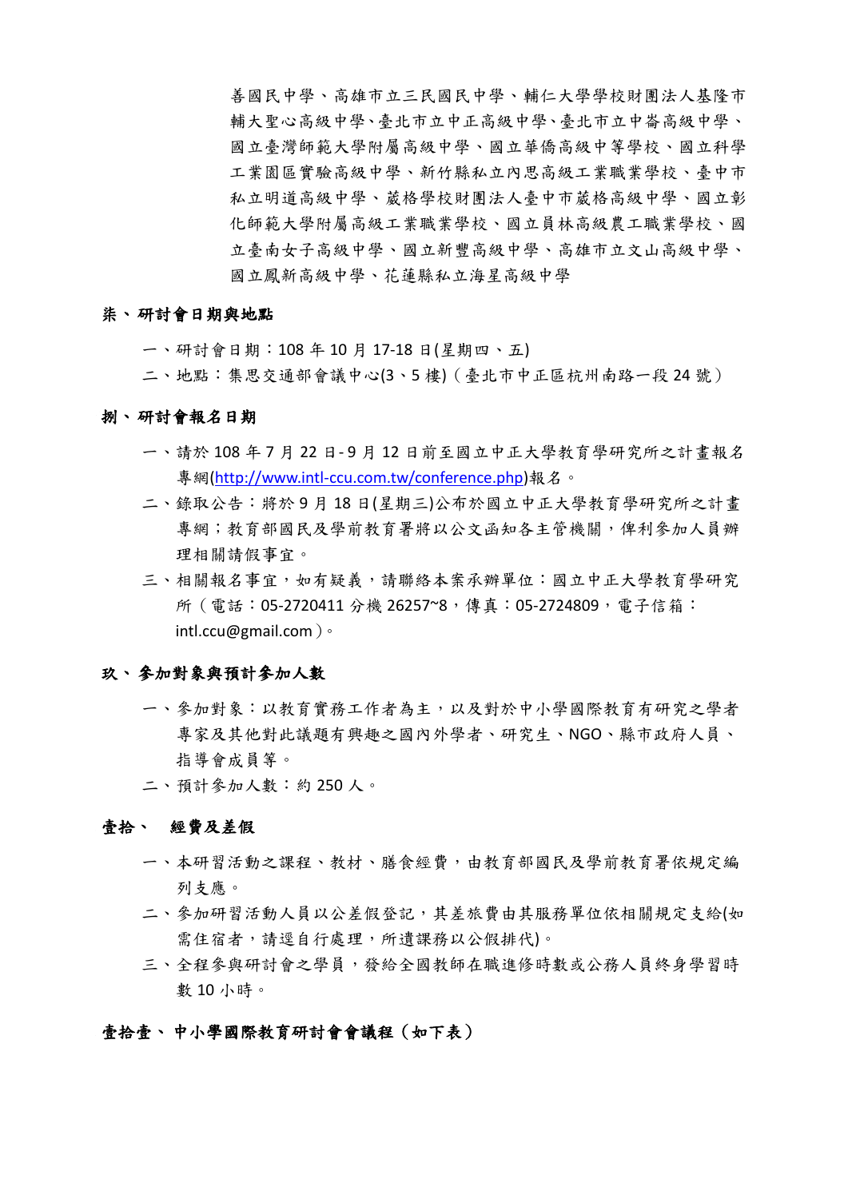善國民中學、高雄市立三民國民中學、輔仁大學學校財團法人基隆市輔大聖心高級中學、臺北市立中正高級中學、臺北市立中崙高級中學、國立臺灣師範大學附屬高級中學、國立華僑高級中等學校、國立科學工業園區實驗高級中學、新竹縣私立內思高級工業職業學校、臺中市私立明道高級中學、葳格學校財團法人臺中市葳格高級中學、國立彰化師範大學附屬高級工業職業學校、國立員林高級農工職業學校、國立臺南女子高級中學、國立新豐高級中學、高雄市立文山高級中學、國立鳳新高級中學、花蓮縣私立海星高級中學

## 柒、研討會日期與地點

一、研討會日期：108 年 10 月 17-18 日(星期四、五)

二、地點：集思交通部會議中心(3、5 樓)（臺北市中正區杭州南路一段 24 號）

## 捌、研討會報名日期

一、請於 108 年 7 月 22 日-9 月 12 日前至國立中正大學教育學研究所之計畫報名專網(http://www.intl-ccu.com.tw/conference.php)報名。

二、錄取公告：將於 9 月 18 日(星期三)公布於國立中正大學教育學研究所之計畫專網；教育部國民及學前教育署將以公文函知各主管機關，俾利參加人員辦理相關請假事宜。

三、相關報名事宜，如有疑義，請聯絡本案承辦單位：國立中正大學教育學研究所（電話：05-2720411 分機 26257~8，傳真：05-2724809，電子信箱：intl.ccu@gmail.com）。

## 玖、參加對象與預計參加人數

一、參加對象：以教育實務工作者為主，以及對於中小學國際教育有研究之學者專家及其他對此議題有興趣之國內外學者、研究生、NGO、縣市政府人員、指導會成員等。

二、預計參加人數：約 250 人。

## 壹拾、 經費及差假

一、本研習活動之課程、教材、膳食經費，由教育部國民及學前教育署依規定編列支應。

二、參加研習活動人員以公差假登記，其差旅費由其服務單位依相關規定支給(如需住宿者，請逕自行處理，所遺課務以公假排代)。

三、全程參與研討會之學員，發給全國教師在職進修時數或公務人員終身學習時數 10 小時。

## 壹拾壹、中小學國際教育研討會會議程（如下表）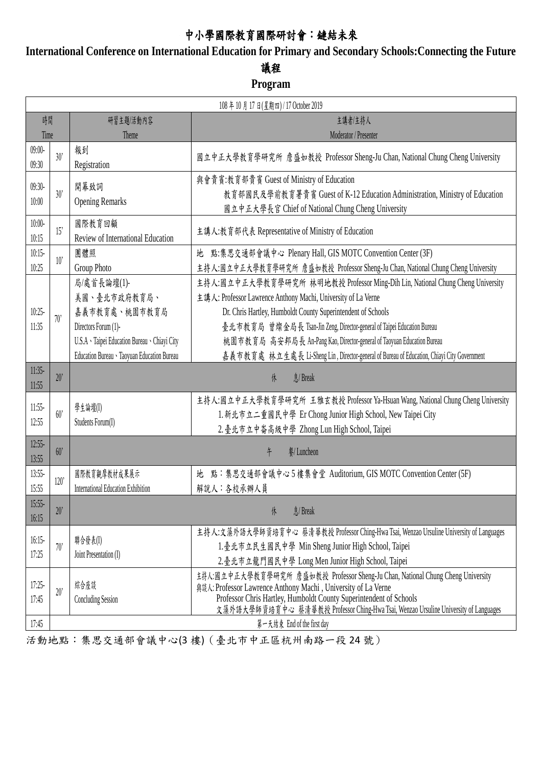# 中小學國際教育國際研討會：鏈結未來

## International Conference on International Education for Primary and Secondary Schools:Connecting the Future

## 議程

## Program

| 108 年 10 月 17 日(星期四) / 17 October 2019 | | | |
|---|---|---|---|
| 時間<br>Time | | 研習主題/活動內容<br>Theme | 主講者/主持人<br>Moderator / Presenter |
| 09:00-09:30 | 30' | 報到<br>Registration | 國立中正大學教育學研究所 詹盛如教授 Professor Sheng-Ju Chan, National Chung Cheng University |
| 09:30-10:00 | 30' | 開幕致詞<br>Opening Remarks | 與會貴賓:教育部貴賓 Guest of Ministry of Education<br>教育部國民及學前教育署貴賓 Guest of K-12 Education Administration, Ministry of Education<br>國立中正大學長官 Chief of National Chung Cheng University |
| 10:00-10:15 | 15' | 國際教育回顧<br>Review of International Education | 主講人:教育部代表 Representative of Ministry of Education |
| 10:15-10:25 | 10' | 團體照<br>Group Photo | 地 點:集思交通部會議中心 Plenary Hall, GIS MOTC Convention Center (3F)<br>主持人:國立中正大學教育學研究所 詹盛如教授 Professor Sheng-Ju Chan, National Chung Cheng University |
| 10:25-11:35 | 70' | 局/處首長論壇(1)-<br>美國、臺北市政府教育局、嘉義市教育處、桃園市教育局<br>Directors Forum (1)-<br>U.S.A、Taipei Education Bureau、Chiayi City Education Bureau、Taoyuan Education Bureau | 主持人:國立中正大學教育學研究所 林明地教授 Professor Ming-Dih Lin, National Chung Cheng University<br>主講人: Professor Lawrence Anthony Machi, University of La Verne<br>Dr. Chris Hartley, Humboldt County Superintendent of Schools<br>臺北市教育局 曾燦金局長 Tsan-Jin Zeng, Director-general of Taipei Education Bureau<br>桃園市教育局 高安邦局長 An-Pang Kao, Director-general of Taoyuan Education Bureau<br>嘉義市教育處 林立生處長 Li-Sheng Lin , Director-general of Bureau of Education, Chiayi City Government |
| 11:35-11:55 | 20' | 休 息/ Break | |
| 11:55-12:55 | 60' | 學生論壇(I)<br>Students Forum(I) | 主持人:國立中正大學教育學研究所 王雅玄教授 Professor Ya-Hsuan Wang, National Chung Cheng University<br>1.新北市立二重國民中學 Er Chong Junior High School, New Taipei City<br>2.臺北市立中崙高級中學 Zhong Lun High School, Taipei |
| 12:55-13:55 | 60' | 午 餐/ Luncheon | |
| 13:55-15:55 | 120' | 國際教育觀摩教材成果展示<br>International Education Exhibition | 地 點：集思交通部會議中心 5 樓集會堂 Auditorium, GIS MOTC Convention Center (5F)<br>解說人：各校承辦人員 |
| 15:55-16:15 | 20' | 休 息/ Break | |
| 16:15-17:25 | 70' | 聯合發表(I)<br>Joint Presentation (I) | 主持人:文藻外語大學師資培育中心 蔡清華教授 Professor Ching-Hwa Tsai, Wenzao Ursuline University of Languages<br>1.臺北市立民生國民中學 Min Sheng Junior High School, Taipei<br>2.臺北市立龍門國民中學 Long Men Junior High School, Taipei |
| 17:25-17:45 | 20' | 綜合座談<br>Concluding Session | 主持人:國立中正大學教育學研究所 詹盛如教授 Professor Sheng-Ju Chan, National Chung Cheng University<br>與談人: Professor Lawrence Anthony Machi , University of La Verne<br>Professor Chris Hartley, Humboldt County Superintendent of Schools<br>文藻外語大學師資培育中心 蔡清華教授 Professor Ching-Hwa Tsai, Wenzao Ursuline University of Languages |
| 17:45 | | 第一天結束 End of the first day | |

活動地點：集思交通部會議中心(3 樓)（臺北市中正區杭州南路一段 24 號）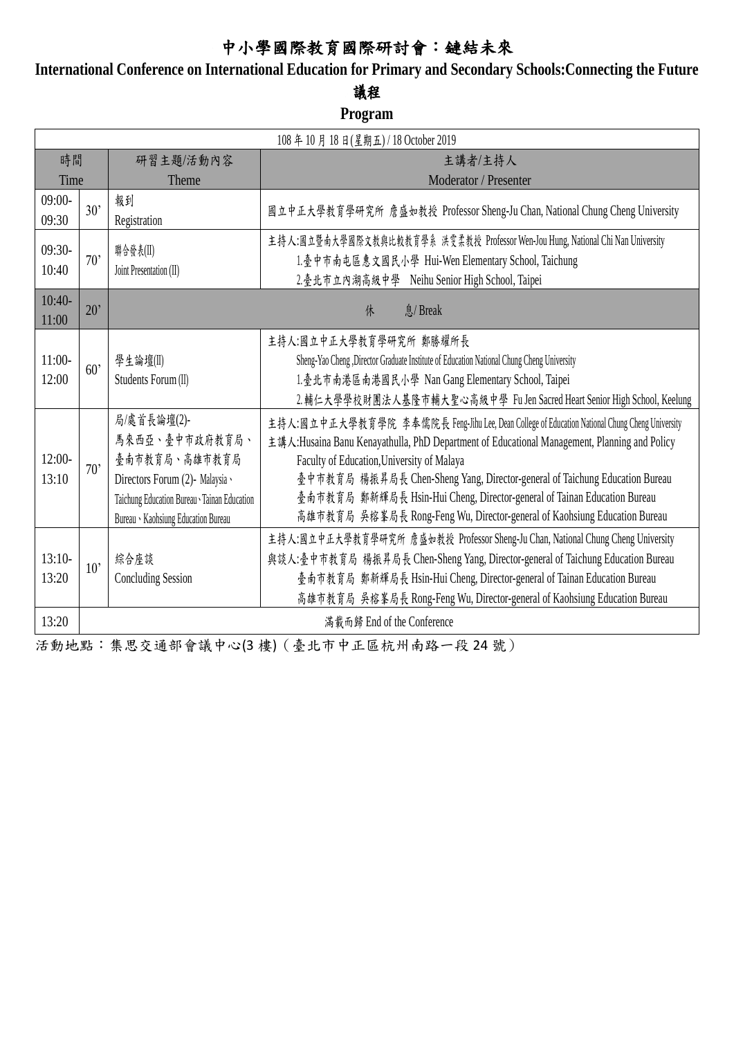# 中小學國際教育國際研討會：鏈結未來

## International Conference on International Education for Primary and Secondary Schools:Connecting the Future

## 議程

## Program

| 108 年 10 月 18 日(星期五) / 18 October 2019 | | | |
|---|---|---|---|
| 時間<br>Time | | 研習主題/活動內容<br>Theme | 主講者/主持人<br>Moderator / Presenter |
| 09:00-09:30 | 30' | 報到<br>Registration | 國立中正大學教育學研究所 詹盛如教授 Professor Sheng-Ju Chan, National Chung Cheng University |
| 09:30-10:40 | 70' | 聯合發表(II)<br>Joint Presentation (II) | 主持人:國立暨南大學國際文教與比較教育學系 洪雯柔教授 Professor Wen-Jou Hung, National Chi Nan University<br>1.臺中市南屯區惠文國民小學 Hui-Wen Elementary School, Taichung<br>2.臺北市立內湖高級中學 Neihu Senior High School, Taipei |
| 10:40-11:00 | 20' | 休 息/ Break | |
| 11:00-12:00 | 60' | 學生論壇(II)<br>Students Forum (II) | 主持人:國立中正大學教育學研究所 鄭勝耀所長<br>Sheng-Yao Cheng ,Director Graduate Institute of Education National Chung Cheng University<br>1.臺北市南港區南港國民小學 Nan Gang Elementary School, Taipei<br>2.輔仁大學學校財團法人基隆市輔大聖心高級中學 Fu Jen Sacred Heart Senior High School, Keelung |
| 12:00-13:10 | 70' | 局/處首長論壇(2)-<br>馬來西亞、臺中市政府教育局、臺南市教育局、高雄市教育局<br>Directors Forum (2)- Malaysia、Taichung Education Bureau、Tainan Education Bureau、Kaohsiung Education Bureau | 主持人:國立中正大學教育學院 李奉儒院長 Feng-Jihu Lee, Dean College of Education National Chung Cheng University<br>主講人:Husaina Banu Kenayathulla, PhD Department of Educational Management, Planning and Policy Faculty of Education,University of Malaya<br>臺中市教育局 楊振昇局長 Chen-Sheng Yang, Director-general of Taichung Education Bureau<br>臺南市教育局 鄭新輝局長 Hsin-Hui Cheng, Director-general of Tainan Education Bureau<br>高雄市教育局 吳榕峯局長 Rong-Feng Wu, Director-general of Kaohsiung Education Bureau |
| 13:10-13:20 | 10' | 綜合座談<br>Concluding Session | 主持人:國立中正大學教育學研究所 詹盛如教授 Professor Sheng-Ju Chan, National Chung Cheng University<br>與談人:臺中市教育局 楊振昇局長 Chen-Sheng Yang, Director-general of Taichung Education Bureau<br>臺南市教育局 鄭新輝局長 Hsin-Hui Cheng, Director-general of Tainan Education Bureau<br>高雄市教育局 吳榕峯局長 Rong-Feng Wu, Director-general of Kaohsiung Education Bureau |
| 13:20 | 滿載而歸 End of the Conference | | |

活動地點：集思交通部會議中心(3 樓)（臺北市中正區杭州南路一段 24 號）